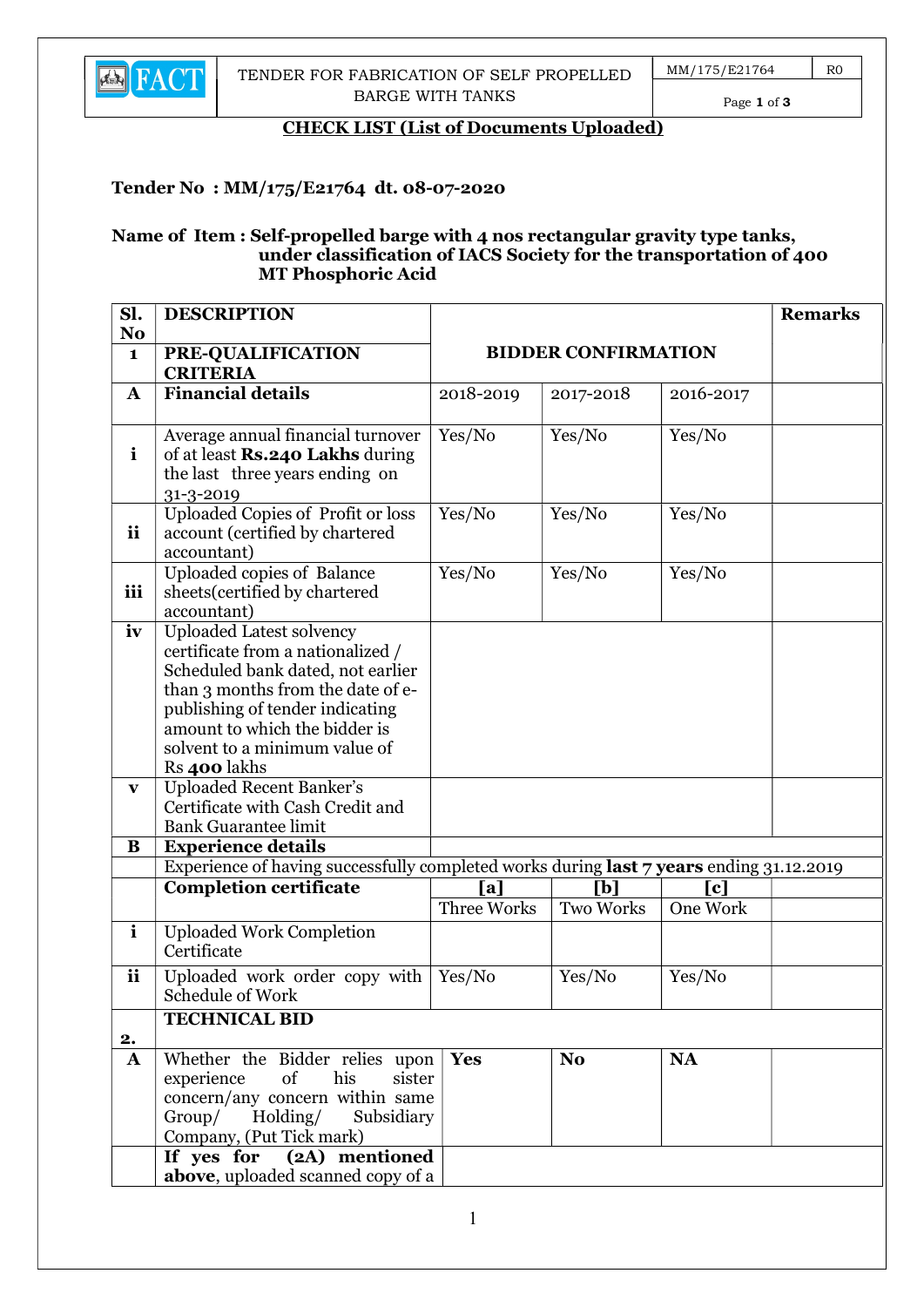## CHECK LIST (List of Documents Uploaded)

**Tender No : MM/175/E21764 dt. 08-07-2020**

**Name of Item : Self-propelled barge with 4 nos rectangular gravity type tanks, under classification of IACS Society for the transportation of 400 MT Phosphoric Acid**

| Sl. No | DESCRIPTION | | | | Remarks |
|---|---|---|---|---|---|
| **1** | **PRE-QUALIFICATION CRITERIA** | **BIDDER CONFIRMATION** | | | |
| **A** | **Financial details** | 2018-2019 | 2017-2018 | 2016-2017 | |
| **i** | Average annual financial turnover of at least **Rs.240 Lakhs** during the last three years ending on 31-3-2019 | Yes/No | Yes/No | Yes/No | |
| **ii** | Uploaded Copies of Profit or loss account (certified by chartered accountant) | Yes/No | Yes/No | Yes/No | |
| **iii** | Uploaded copies of Balance sheets(certified by chartered accountant) | Yes/No | Yes/No | Yes/No | |
| **iv** | Uploaded Latest solvency certificate from a nationalized / Scheduled bank dated, not earlier than 3 months from the date of e-publishing of tender indicating amount to which the bidder is solvent to a minimum value of Rs **400** lakhs | | | | |
| **v** | Uploaded Recent Banker's Certificate with Cash Credit and Bank Guarantee limit | | | | |
| **B** | **Experience details** | | | | |
| | Experience of having successfully completed works during **last 7 years** ending 31.12.2019 | | | | |
| | **Completion certificate** | **[a]** Three Works | **[b]** Two Works | **[c]** One Work | |
| **i** | Uploaded Work Completion Certificate | | | | |
| **ii** | Uploaded work order copy with Schedule of Work | Yes/No | Yes/No | Yes/No | |
| **2.** | **TECHNICAL BID** | | | | |
| **A** | Whether the Bidder relies upon experience of his sister concern/any concern within same Group/ Holding/ Subsidiary Company, (Put Tick mark) | **Yes** | **No** | **NA** | |
| | **If yes for (2A) mentioned above**, uploaded scanned copy of a | | | | |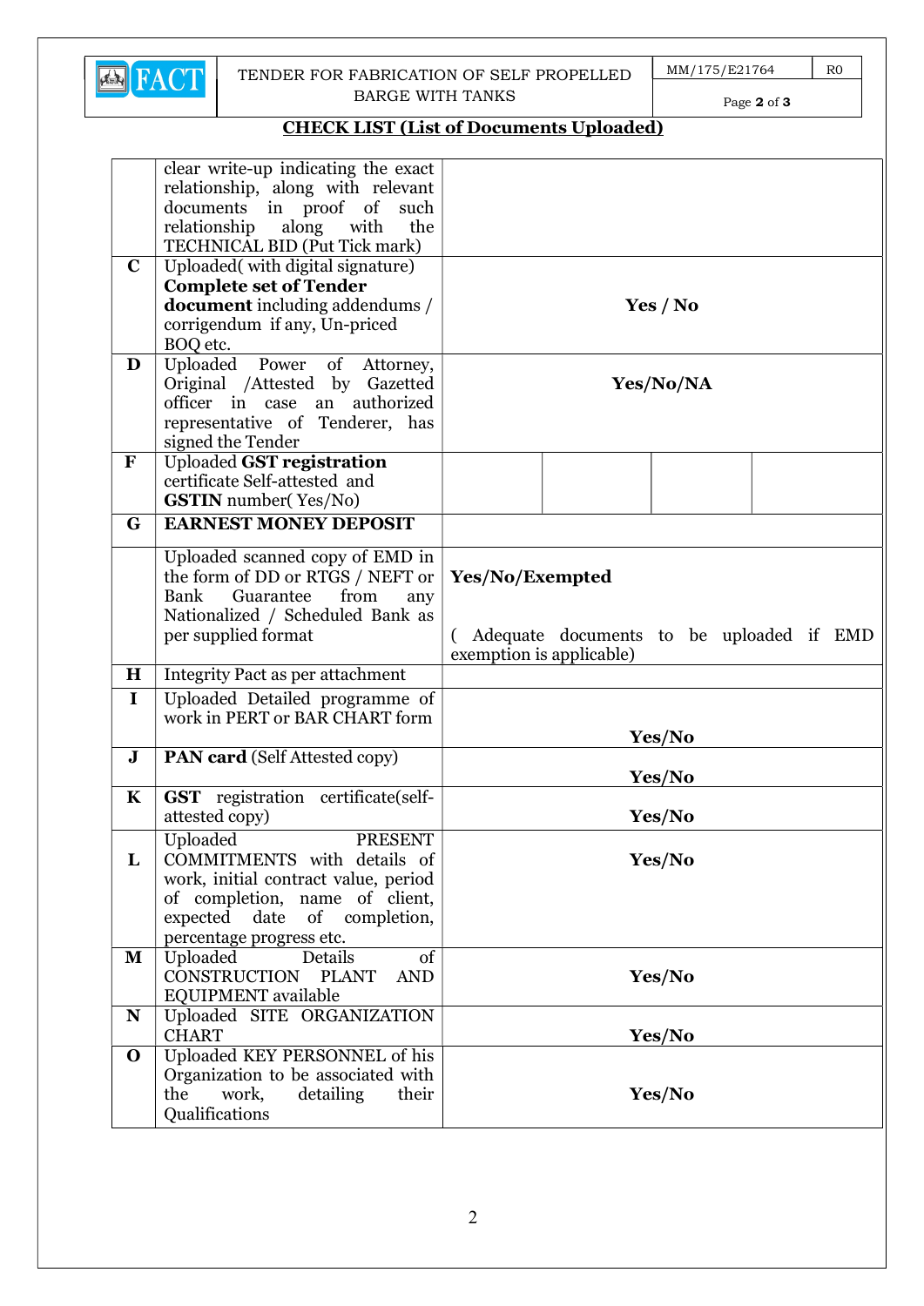## CHECK LIST (List of Documents Uploaded)

| | | |
|---|---|---|
| | clear write-up indicating the exact relationship, along with relevant documents in proof of such relationship along with the TECHNICAL BID (Put Tick mark) | |
| **C** | Uploaded( with digital signature) **Complete set of Tender document** including addendums / corrigendum if any, Un-priced BOQ etc. | **Yes / No** |
| **D** | Uploaded Power of Attorney, Original /Attested by Gazetted officer in case an authorized representative of Tenderer, has signed the Tender | **Yes/No/NA** |
| **F** | Uploaded **GST registration** certificate Self-attested and **GSTIN** number( Yes/No) | |
| **G** | **EARNEST MONEY DEPOSIT** | |
| | Uploaded scanned copy of EMD in the form of DD or RTGS / NEFT or Bank Guarantee from any Nationalized / Scheduled Bank as per supplied format | **Yes/No/Exempted** ( Adequate documents to be uploaded if EMD exemption is applicable) |
| **H** | Integrity Pact as per attachment | |
| **I** | Uploaded Detailed programme of work in PERT or BAR CHART form | **Yes/No** |
| **J** | **PAN card** (Self Attested copy) | **Yes/No** |
| **K** | **GST** registration certificate(self-attested copy) | **Yes/No** |
| **L** | Uploaded PRESENT COMMITMENTS with details of work, initial contract value, period of completion, name of client, expected date of completion, percentage progress etc. | **Yes/No** |
| **M** | Uploaded Details of CONSTRUCTION PLANT AND EQUIPMENT available | **Yes/No** |
| **N** | Uploaded SITE ORGANIZATION CHART | **Yes/No** |
| **O** | Uploaded KEY PERSONNEL of his Organization to be associated with the work, detailing their Qualifications | **Yes/No** |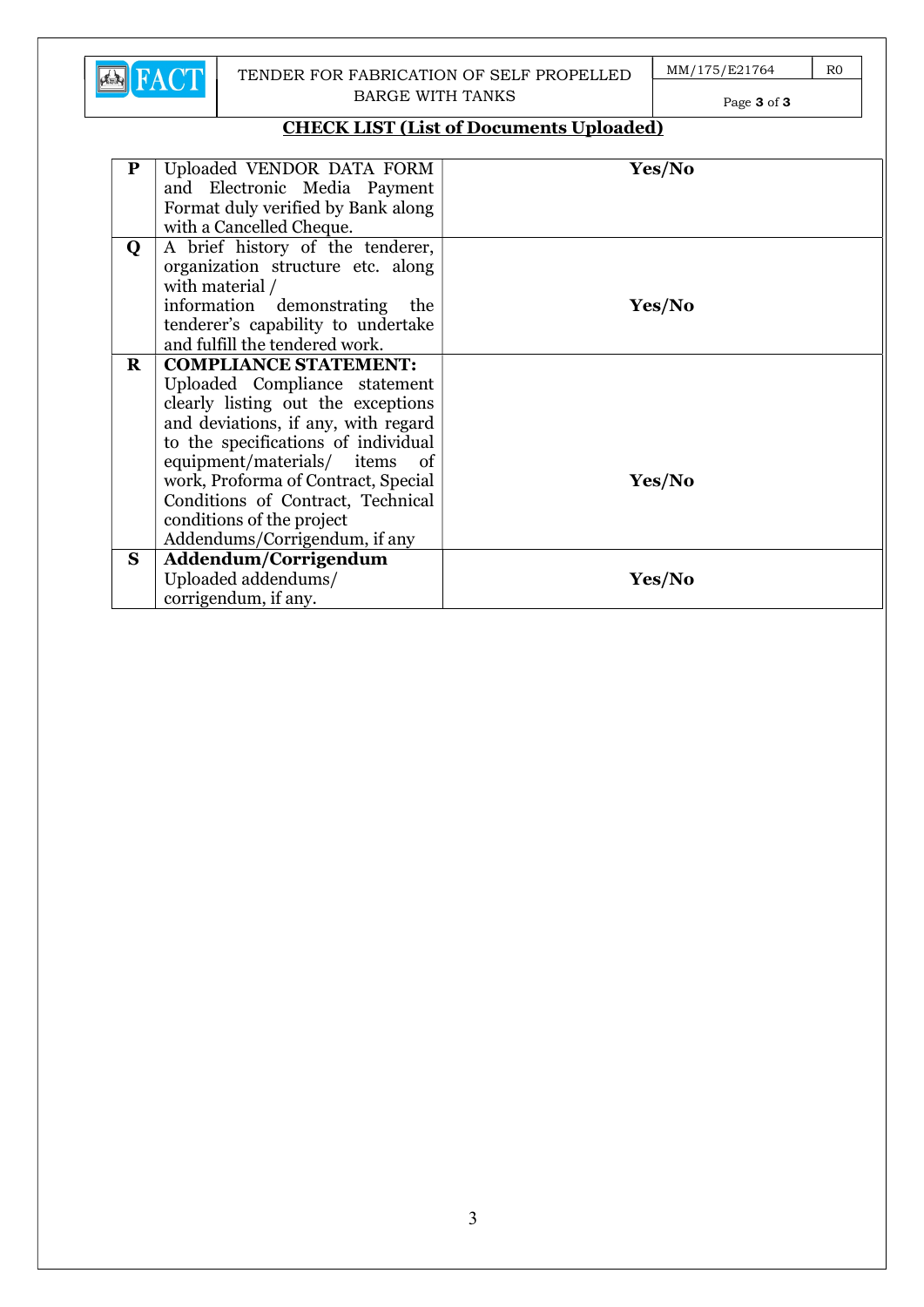## CHECK LIST (List of Documents Uploaded)

| | | |
|---|---|---|
| **P** | Uploaded VENDOR DATA FORM and Electronic Media Payment Format duly verified by Bank along with a Cancelled Cheque. | **Yes/No** |
| **Q** | A brief history of the tenderer, organization structure etc. along with material / information demonstrating the tenderer's capability to undertake and fulfill the tendered work. | **Yes/No** |
| **R** | **COMPLIANCE STATEMENT:** Uploaded Compliance statement clearly listing out the exceptions and deviations, if any, with regard to the specifications of individual equipment/materials/ items of work, Proforma of Contract, Special Conditions of Contract, Technical conditions of the project Addendums/Corrigendum, if any | **Yes/No** |
| **S** | **Addendum/Corrigendum** Uploaded addendums/ corrigendum, if any. | **Yes/No** |